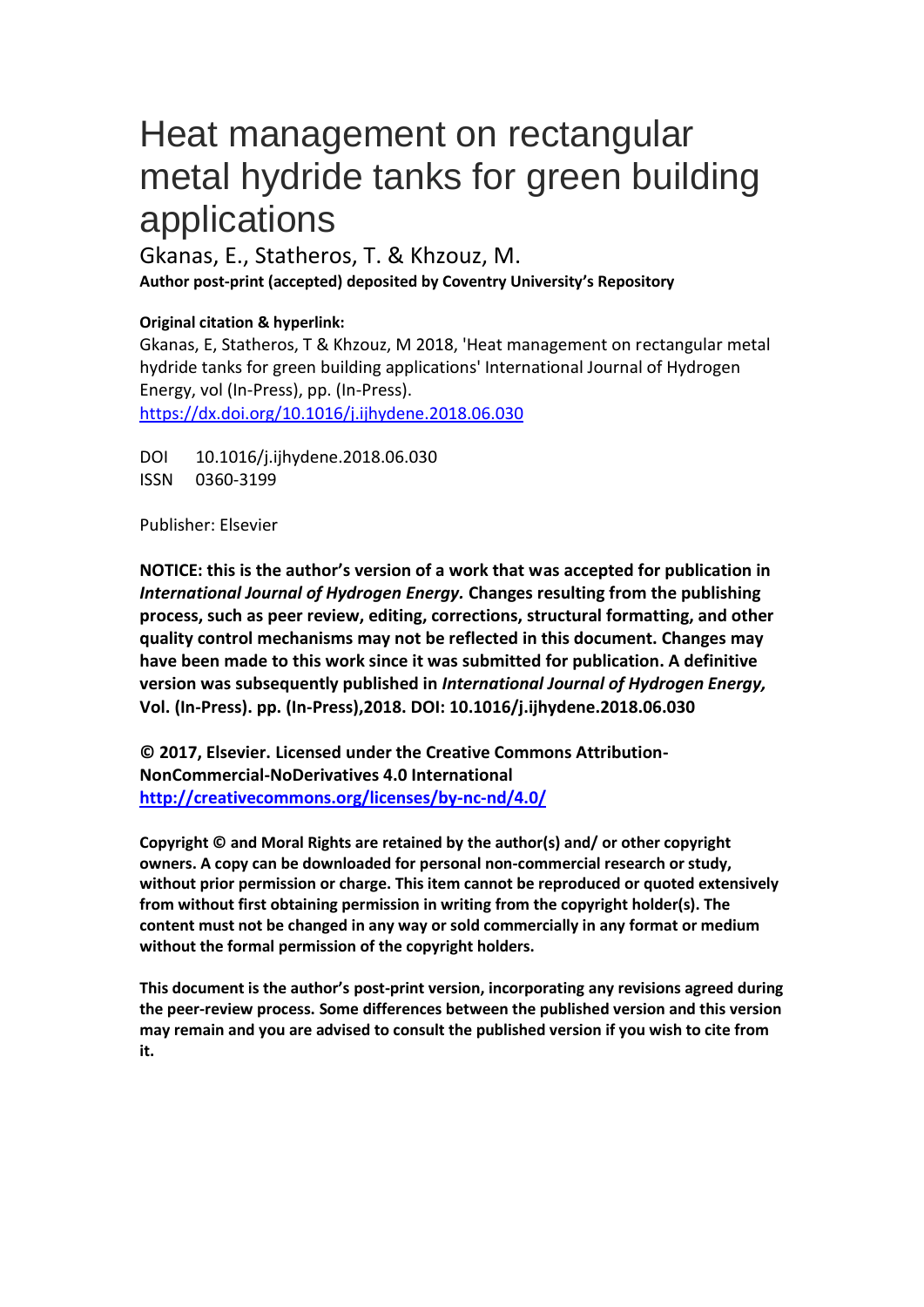# Heat management on rectangular metal hydride tanks for green building applications

Gkanas, E., Statheros, T. & Khzouz, M.

**Author post-print (accepted) deposited by Coventry University's Repository**

**Original citation & hyperlink:**

Gkanas, E, Statheros, T & Khzouz, M 2018, 'Heat management on rectangular metal hydride tanks for green building applications' International Journal of Hydrogen Energy, vol (In-Press), pp. (In-Press).
https://dx.doi.org/10.1016/j.ijhydene.2018.06.030

DOI 10.1016/j.ijhydene.2018.06.030
ISSN 0360-3199

Publisher: Elsevier

**NOTICE: this is the author's version of a work that was accepted for publication in *International Journal of Hydrogen Energy.* Changes resulting from the publishing process, such as peer review, editing, corrections, structural formatting, and other quality control mechanisms may not be reflected in this document. Changes may have been made to this work since it was submitted for publication. A definitive version was subsequently published in *International Journal of Hydrogen Energy,* Vol. (In-Press). pp. (In-Press),2018. DOI: 10.1016/j.ijhydene.2018.06.030**

**© 2017, Elsevier. Licensed under the Creative Commons Attribution-NonCommercial-NoDerivatives 4.0 International**
**http://creativecommons.org/licenses/by-nc-nd/4.0/**

**Copyright © and Moral Rights are retained by the author(s) and/ or other copyright owners. A copy can be downloaded for personal non-commercial research or study, without prior permission or charge. This item cannot be reproduced or quoted extensively from without first obtaining permission in writing from the copyright holder(s). The content must not be changed in any way or sold commercially in any format or medium without the formal permission of the copyright holders.**

**This document is the author's post-print version, incorporating any revisions agreed during the peer-review process. Some differences between the published version and this version may remain and you are advised to consult the published version if you wish to cite from it.**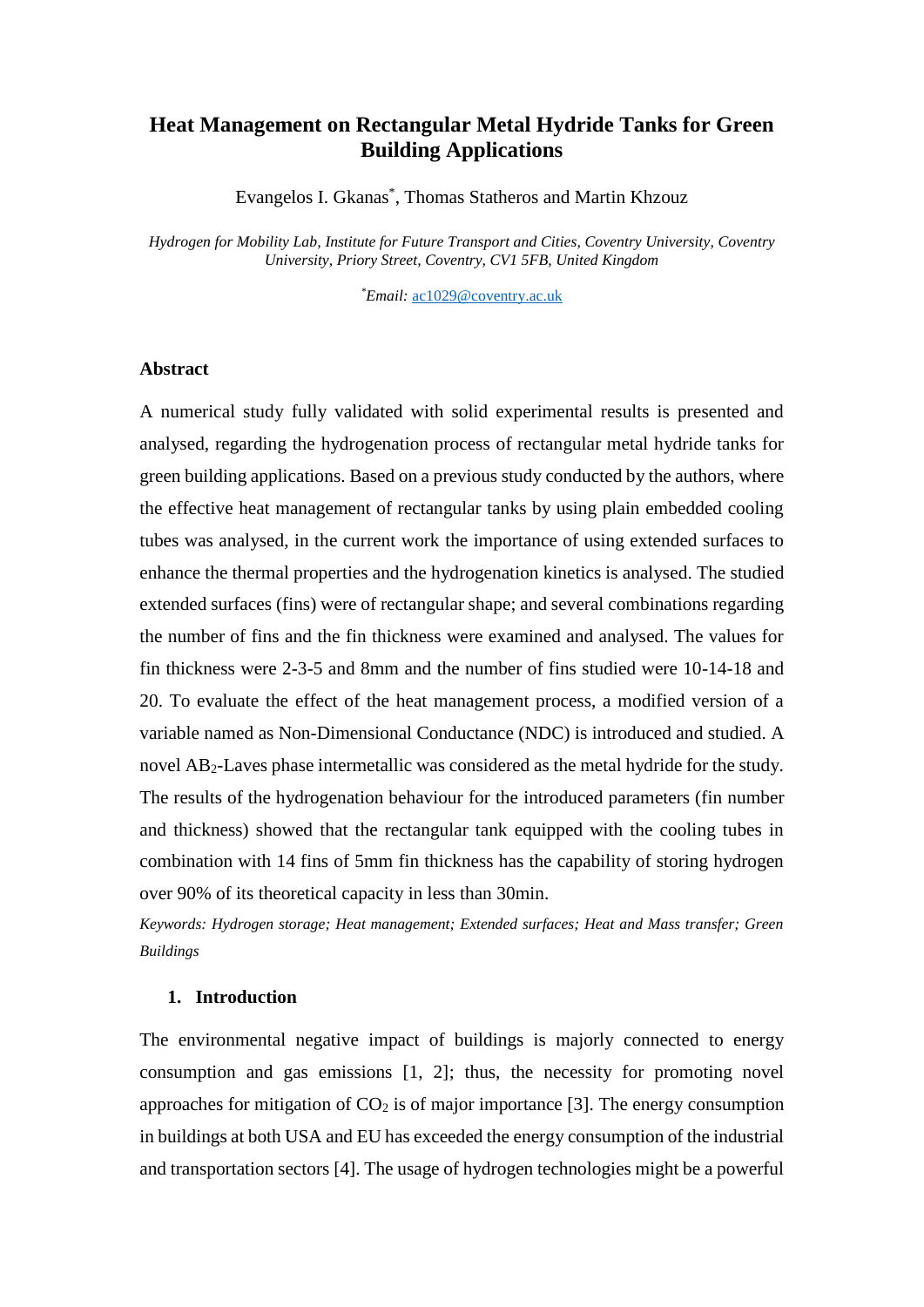# Heat Management on Rectangular Metal Hydride Tanks for Green Building Applications

Evangelos I. Gkanas[*], Thomas Statheros and Martin Khzouz

*Hydrogen for Mobility Lab, Institute for Future Transport and Cities, Coventry University, Coventry University, Priory Street, Coventry, CV1 5FB, United Kingdom*

[*]*Email:* ac1029@coventry.ac.uk

## Abstract

A numerical study fully validated with solid experimental results is presented and analysed, regarding the hydrogenation process of rectangular metal hydride tanks for green building applications. Based on a previous study conducted by the authors, where the effective heat management of rectangular tanks by using plain embedded cooling tubes was analysed, in the current work the importance of using extended surfaces to enhance the thermal properties and the hydrogenation kinetics is analysed. The studied extended surfaces (fins) were of rectangular shape; and several combinations regarding the number of fins and the fin thickness were examined and analysed. The values for fin thickness were 2-3-5 and 8mm and the number of fins studied were 10-14-18 and 20. To evaluate the effect of the heat management process, a modified version of a variable named as Non-Dimensional Conductance (NDC) is introduced and studied. A novel $AB_2$-Laves phase intermetallic was considered as the metal hydride for the study. The results of the hydrogenation behaviour for the introduced parameters (fin number and thickness) showed that the rectangular tank equipped with the cooling tubes in combination with 14 fins of 5mm fin thickness has the capability of storing hydrogen over 90% of its theoretical capacity in less than 30min.

*Keywords: Hydrogen storage; Heat management; Extended surfaces; Heat and Mass transfer; Green Buildings*

## 1. Introduction

The environmental negative impact of buildings is majorly connected to energy consumption and gas emissions [1, 2]; thus, the necessity for promoting novel approaches for mitigation of $CO_2$ is of major importance [3]. The energy consumption in buildings at both USA and EU has exceeded the energy consumption of the industrial and transportation sectors [4]. The usage of hydrogen technologies might be a powerful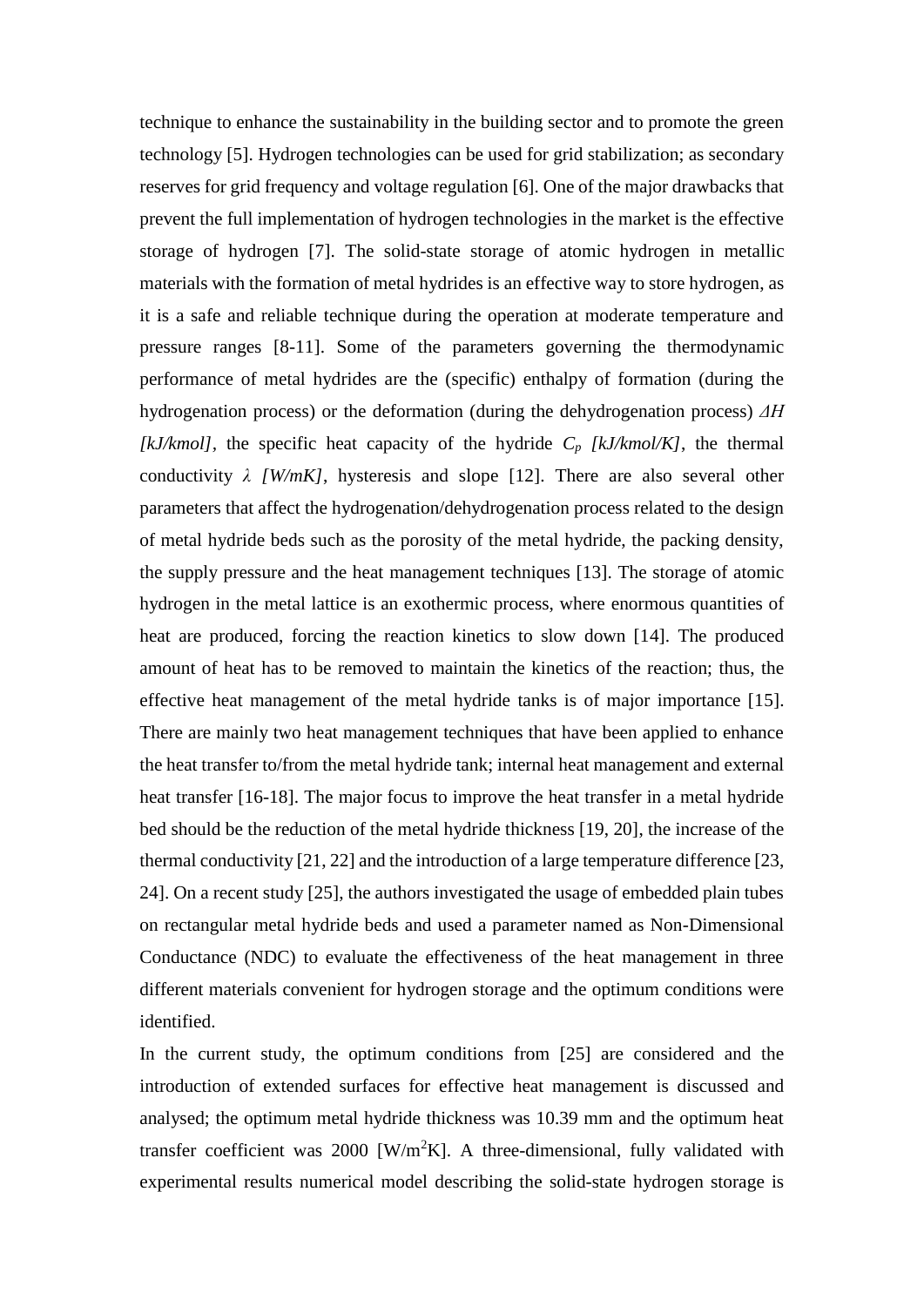technique to enhance the sustainability in the building sector and to promote the green technology [5]. Hydrogen technologies can be used for grid stabilization; as secondary reserves for grid frequency and voltage regulation [6]. One of the major drawbacks that prevent the full implementation of hydrogen technologies in the market is the effective storage of hydrogen [7]. The solid-state storage of atomic hydrogen in metallic materials with the formation of metal hydrides is an effective way to store hydrogen, as it is a safe and reliable technique during the operation at moderate temperature and pressure ranges [8-11]. Some of the parameters governing the thermodynamic performance of metal hydrides are the (specific) enthalpy of formation (during the hydrogenation process) or the deformation (during the dehydrogenation process) $\Delta H$ *[kJ/kmol]*, the specific heat capacity of the hydride $C_p$ *[kJ/kmol/K]*, the thermal conductivity $\lambda$ *[W/mK]*, hysteresis and slope [12]. There are also several other parameters that affect the hydrogenation/dehydrogenation process related to the design of metal hydride beds such as the porosity of the metal hydride, the packing density, the supply pressure and the heat management techniques [13]. The storage of atomic hydrogen in the metal lattice is an exothermic process, where enormous quantities of heat are produced, forcing the reaction kinetics to slow down [14]. The produced amount of heat has to be removed to maintain the kinetics of the reaction; thus, the effective heat management of the metal hydride tanks is of major importance [15]. There are mainly two heat management techniques that have been applied to enhance the heat transfer to/from the metal hydride tank; internal heat management and external heat transfer [16-18]. The major focus to improve the heat transfer in a metal hydride bed should be the reduction of the metal hydride thickness [19, 20], the increase of the thermal conductivity [21, 22] and the introduction of a large temperature difference [23, 24]. On a recent study [25], the authors investigated the usage of embedded plain tubes on rectangular metal hydride beds and used a parameter named as Non-Dimensional Conductance (NDC) to evaluate the effectiveness of the heat management in three different materials convenient for hydrogen storage and the optimum conditions were identified.

In the current study, the optimum conditions from [25] are considered and the introduction of extended surfaces for effective heat management is discussed and analysed; the optimum metal hydride thickness was 10.39 mm and the optimum heat transfer coefficient was 2000 [$W/m^2K$]. A three-dimensional, fully validated with experimental results numerical model describing the solid-state hydrogen storage is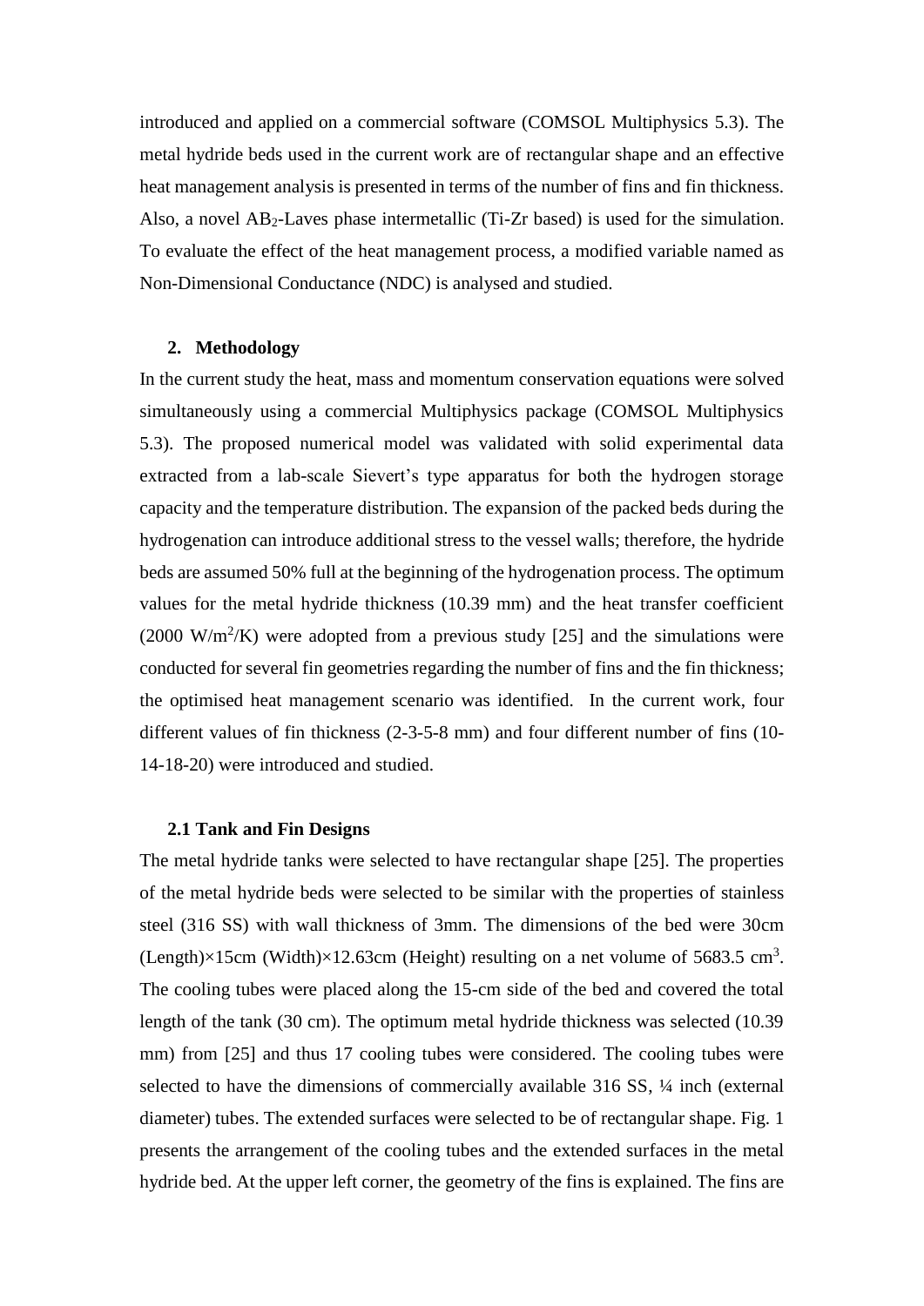introduced and applied on a commercial software (COMSOL Multiphysics 5.3). The metal hydride beds used in the current work are of rectangular shape and an effective heat management analysis is presented in terms of the number of fins and fin thickness. Also, a novel $AB_2$-Laves phase intermetallic (Ti-Zr based) is used for the simulation. To evaluate the effect of the heat management process, a modified variable named as Non-Dimensional Conductance (NDC) is analysed and studied.

## 2. Methodology

In the current study the heat, mass and momentum conservation equations were solved simultaneously using a commercial Multiphysics package (COMSOL Multiphysics 5.3). The proposed numerical model was validated with solid experimental data extracted from a lab-scale Sievert's type apparatus for both the hydrogen storage capacity and the temperature distribution. The expansion of the packed beds during the hydrogenation can introduce additional stress to the vessel walls; therefore, the hydride beds are assumed 50% full at the beginning of the hydrogenation process. The optimum values for the metal hydride thickness (10.39 mm) and the heat transfer coefficient (2000 $W/m^2/K$) were adopted from a previous study [25] and the simulations were conducted for several fin geometries regarding the number of fins and the fin thickness; the optimised heat management scenario was identified. In the current work, four different values of fin thickness (2-3-5-8 mm) and four different number of fins (10-14-18-20) were introduced and studied.

### 2.1 Tank and Fin Designs

The metal hydride tanks were selected to have rectangular shape [25]. The properties of the metal hydride beds were selected to be similar with the properties of stainless steel (316 SS) with wall thickness of 3mm. The dimensions of the bed were 30cm (Length)×15cm (Width)×12.63cm (Height) resulting on a net volume of 5683.5 $cm^3$. The cooling tubes were placed along the 15-cm side of the bed and covered the total length of the tank (30 cm). The optimum metal hydride thickness was selected (10.39 mm) from [25] and thus 17 cooling tubes were considered. The cooling tubes were selected to have the dimensions of commercially available 316 SS, ¼ inch (external diameter) tubes. The extended surfaces were selected to be of rectangular shape. Fig. 1 presents the arrangement of the cooling tubes and the extended surfaces in the metal hydride bed. At the upper left corner, the geometry of the fins is explained. The fins are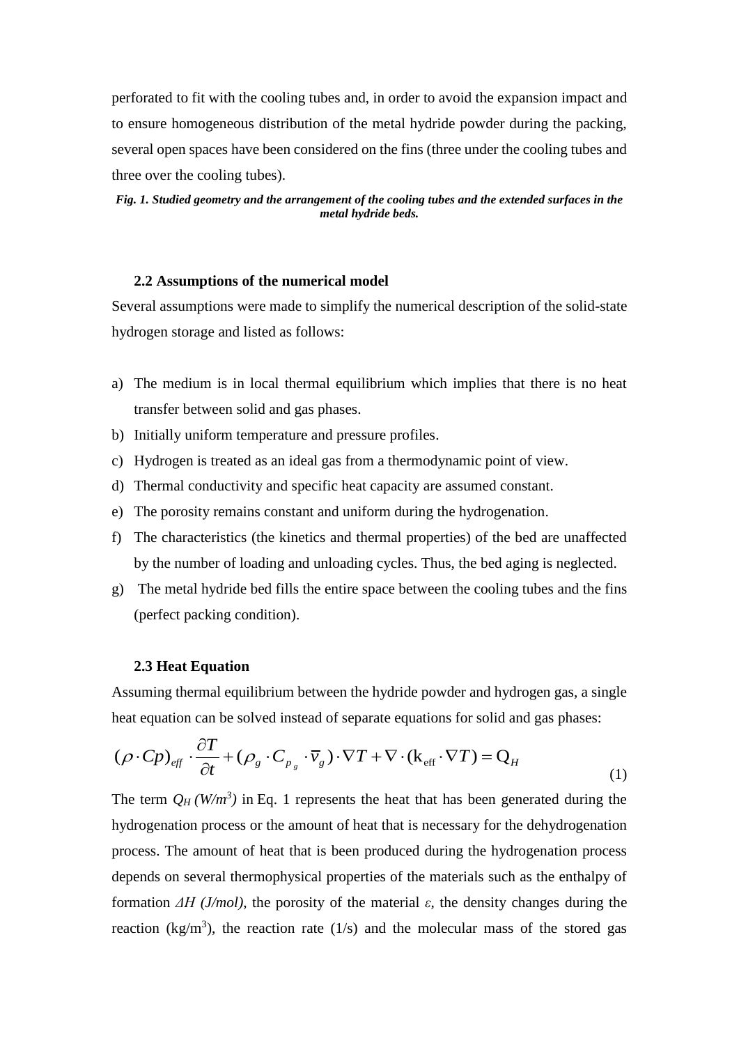perforated to fit with the cooling tubes and, in order to avoid the expansion impact and to ensure homogeneous distribution of the metal hydride powder during the packing, several open spaces have been considered on the fins (three under the cooling tubes and three over the cooling tubes).

***Fig. 1. Studied geometry and the arrangement of the cooling tubes and the extended surfaces in the metal hydride beds.***

### 2.2 Assumptions of the numerical model

Several assumptions were made to simplify the numerical description of the solid-state hydrogen storage and listed as follows:

a) The medium is in local thermal equilibrium which implies that there is no heat transfer between solid and gas phases.
b) Initially uniform temperature and pressure profiles.
c) Hydrogen is treated as an ideal gas from a thermodynamic point of view.
d) Thermal conductivity and specific heat capacity are assumed constant.
e) The porosity remains constant and uniform during the hydrogenation.
f) The characteristics (the kinetics and thermal properties) of the bed are unaffected by the number of loading and unloading cycles. Thus, the bed aging is neglected.
g) The metal hydride bed fills the entire space between the cooling tubes and the fins (perfect packing condition).

### 2.3 Heat Equation

Assuming thermal equilibrium between the hydride powder and hydrogen gas, a single heat equation can be solved instead of separate equations for solid and gas phases:

$$(\rho \cdot Cp)_{eff} \cdot \frac{\partial T}{\partial t} + (\rho_g \cdot C_{p_g} \cdot \overline{v}_g) \cdot \nabla T + \nabla \cdot (\mathrm{k}_{\mathrm{eff}} \cdot \nabla T) = \mathrm{Q}_H \tag{1}$$

The term $Q_H$ *(W/m³)* in Eq. 1 represents the heat that has been generated during the hydrogenation process or the amount of heat that is necessary for the dehydrogenation process. The amount of heat that is been produced during the hydrogenation process depends on several thermophysical properties of the materials such as the enthalpy of formation $\Delta H$ *(J/mol)*, the porosity of the material $\varepsilon$, the density changes during the reaction (kg/m³), the reaction rate (1/s) and the molecular mass of the stored gas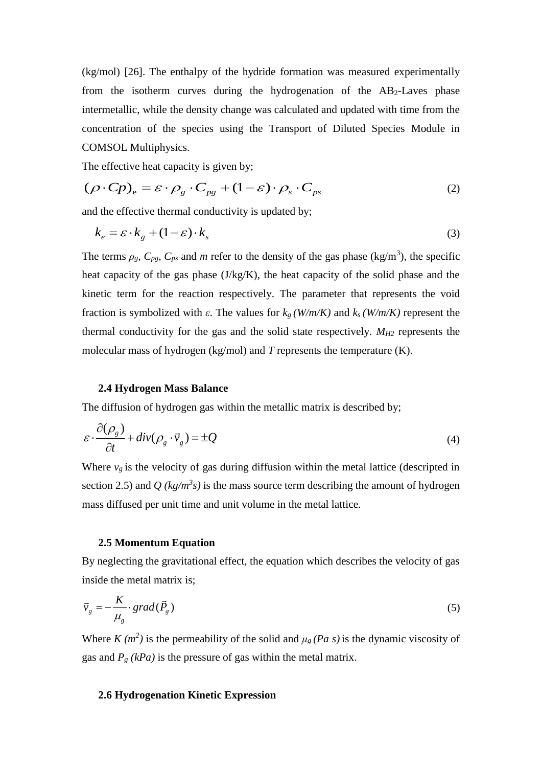(kg/mol) [26]. The enthalpy of the hydride formation was measured experimentally from the isotherm curves during the hydrogenation of the $AB_2$-Laves phase intermetallic, while the density change was calculated and updated with time from the concentration of the species using the Transport of Diluted Species Module in COMSOL Multiphysics.

The effective heat capacity is given by;

$$(\rho \cdot Cp)_e = \varepsilon \cdot \rho_g \cdot C_{pg} + (1-\varepsilon) \cdot \rho_s \cdot C_{ps} \tag{2}$$

and the effective thermal conductivity is updated by;

$$k_e = \varepsilon \cdot k_g + (1-\varepsilon) \cdot k_s \tag{3}$$

The terms $\rho_g$, $C_{pg}$, $C_{ps}$ and $m$ refer to the density of the gas phase (kg/m$^3$), the specific heat capacity of the gas phase (J/kg/K), the heat capacity of the solid phase and the kinetic term for the reaction respectively. The parameter that represents the void fraction is symbolized with $\varepsilon$. The values for $k_g$ *(W/m/K)* and $k_s$ *(W/m/K)* represent the thermal conductivity for the gas and the solid state respectively. $M_{H2}$ represents the molecular mass of hydrogen (kg/mol) and $T$ represents the temperature (K).

### 2.4 Hydrogen Mass Balance

The diffusion of hydrogen gas within the metallic matrix is described by;

$$\varepsilon \cdot \frac{\partial(\rho_g)}{\partial t} + div(\rho_g \cdot \vec{v}_g) = \pm Q \tag{4}$$

Where $v_g$ is the velocity of gas during diffusion within the metal lattice (descripted in section 2.5) and $Q$ *(kg/m$^3$s)* is the mass source term describing the amount of hydrogen mass diffused per unit time and unit volume in the metal lattice.

### 2.5 Momentum Equation

By neglecting the gravitational effect, the equation which describes the velocity of gas inside the metal matrix is;

$$\vec{v}_g = -\frac{K}{\mu_g} \cdot grad(\vec{P}_g) \tag{5}$$

Where $K$ *(m$^2$)* is the permeability of the solid and $\mu_g$ *(Pa s)* is the dynamic viscosity of gas and $P_g$ *(kPa)* is the pressure of gas within the metal matrix.

### 2.6 Hydrogenation Kinetic Expression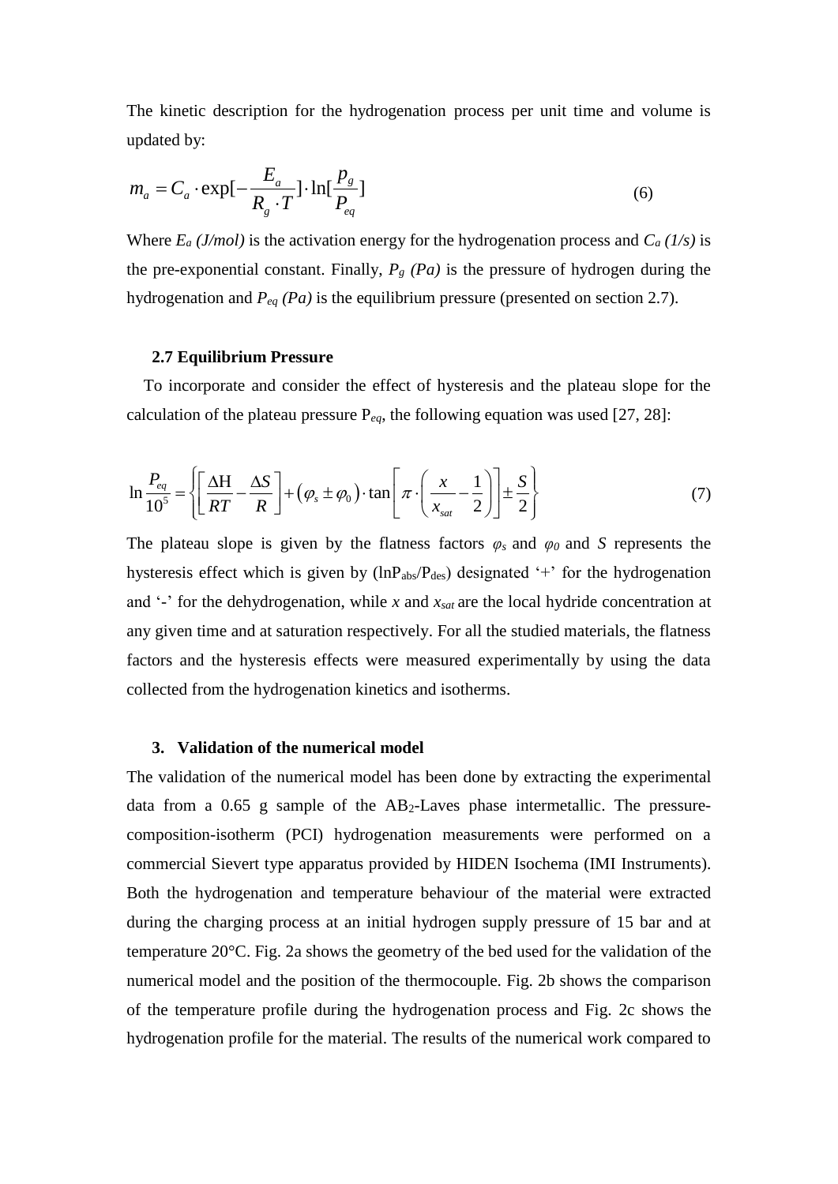The kinetic description for the hydrogenation process per unit time and volume is updated by:

$$m_a = C_a \cdot \exp[-\frac{E_a}{R_g \cdot T}] \cdot \ln[\frac{p_g}{P_{eq}}] \tag{6}$$

Where $E_a$ *(J/mol)* is the activation energy for the hydrogenation process and $C_a$ *(1/s)* is the pre-exponential constant. Finally, $P_g$ *(Pa)* is the pressure of hydrogen during the hydrogenation and $P_{eq}$ *(Pa)* is the equilibrium pressure (presented on section 2.7).

### 2.7 Equilibrium Pressure

To incorporate and consider the effect of hysteresis and the plateau slope for the calculation of the plateau pressure $P_{eq}$, the following equation was used [27, 28]:

$$\ln \frac{P_{eq}}{10^5} = \left\{ \left[ \frac{\Delta H}{RT} - \frac{\Delta S}{R} \right] + \left( \varphi_s \pm \varphi_0 \right) \cdot \tan\left[ \pi \cdot \left( \frac{x}{x_{sat}} - \frac{1}{2} \right) \right] \pm \frac{S}{2} \right\} \tag{7}$$

The plateau slope is given by the flatness factors $\varphi_s$ and $\varphi_0$ and $S$ represents the hysteresis effect which is given by ($\ln P_{abs}/P_{des}$) designated '+' for the hydrogenation and '-' for the dehydrogenation, while $x$ and $x_{sat}$ are the local hydride concentration at any given time and at saturation respectively. For all the studied materials, the flatness factors and the hysteresis effects were measured experimentally by using the data collected from the hydrogenation kinetics and isotherms.

## 3. Validation of the numerical model

The validation of the numerical model has been done by extracting the experimental data from a 0.65 g sample of the $AB_2$-Laves phase intermetallic. The pressure-composition-isotherm (PCI) hydrogenation measurements were performed on a commercial Sievert type apparatus provided by HIDEN Isochema (IMI Instruments). Both the hydrogenation and temperature behaviour of the material were extracted during the charging process at an initial hydrogen supply pressure of 15 bar and at temperature 20°C. Fig. 2a shows the geometry of the bed used for the validation of the numerical model and the position of the thermocouple. Fig. 2b shows the comparison of the temperature profile during the hydrogenation process and Fig. 2c shows the hydrogenation profile for the material. The results of the numerical work compared to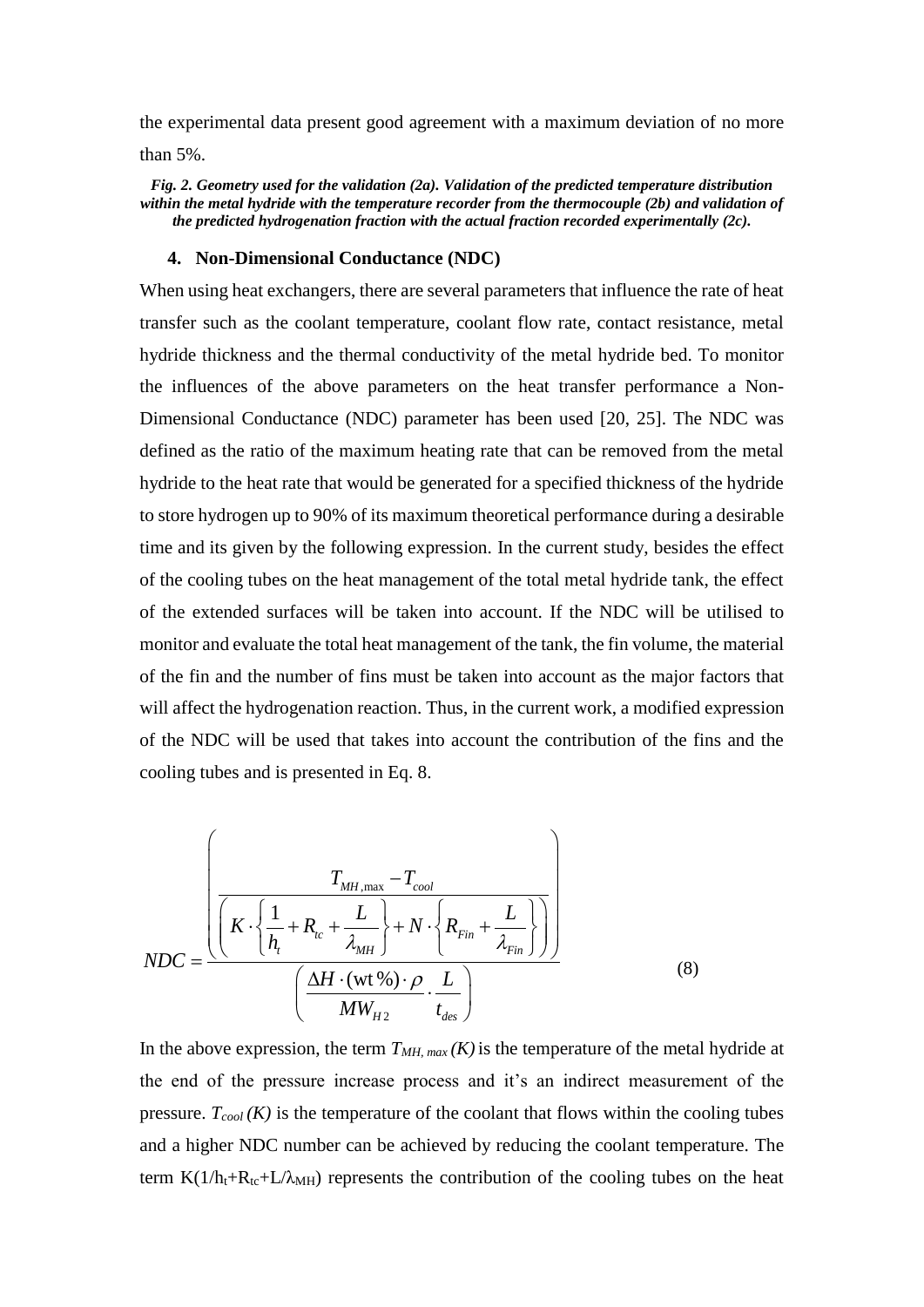the experimental data present good agreement with a maximum deviation of no more than 5%.

***Fig. 2. Geometry used for the validation (2a). Validation of the predicted temperature distribution within the metal hydride with the temperature recorder from the thermocouple (2b) and validation of the predicted hydrogenation fraction with the actual fraction recorded experimentally (2c).***

## 4. Non-Dimensional Conductance (NDC)

When using heat exchangers, there are several parameters that influence the rate of heat transfer such as the coolant temperature, coolant flow rate, contact resistance, metal hydride thickness and the thermal conductivity of the metal hydride bed. To monitor the influences of the above parameters on the heat transfer performance a Non-Dimensional Conductance (NDC) parameter has been used [20, 25]. The NDC was defined as the ratio of the maximum heating rate that can be removed from the metal hydride to the heat rate that would be generated for a specified thickness of the hydride to store hydrogen up to 90% of its maximum theoretical performance during a desirable time and its given by the following expression. In the current study, besides the effect of the cooling tubes on the heat management of the total metal hydride tank, the effect of the extended surfaces will be taken into account. If the NDC will be utilised to monitor and evaluate the total heat management of the tank, the fin volume, the material of the fin and the number of fins must be taken into account as the major factors that will affect the hydrogenation reaction. Thus, in the current work, a modified expression of the NDC will be used that takes into account the contribution of the fins and the cooling tubes and is presented in Eq. 8.

$$NDC = \frac{\left( \dfrac{T_{MH,\max} - T_{cool}}{\left( K \cdot \left\{ \dfrac{1}{h_t} + R_{tc} + \dfrac{L}{\lambda_{MH}} \right\} + N \cdot \left\{ R_{Fin} + \dfrac{L}{\lambda_{Fin}} \right\} \right)} \right)}{\left( \dfrac{\Delta H \cdot (\text{wt}\,\%) \cdot \rho}{MW_{H2}} \cdot \dfrac{L}{t_{des}} \right)} \tag{8}$$

In the above expression, the term $T_{MH,\,max}\,(K)$ is the temperature of the metal hydride at the end of the pressure increase process and it's an indirect measurement of the pressure. $T_{cool}\,(K)$ is the temperature of the coolant that flows within the cooling tubes and a higher NDC number can be achieved by reducing the coolant temperature. The term $K(1/h_t+R_{tc}+L/\lambda_{MH})$ represents the contribution of the cooling tubes on the heat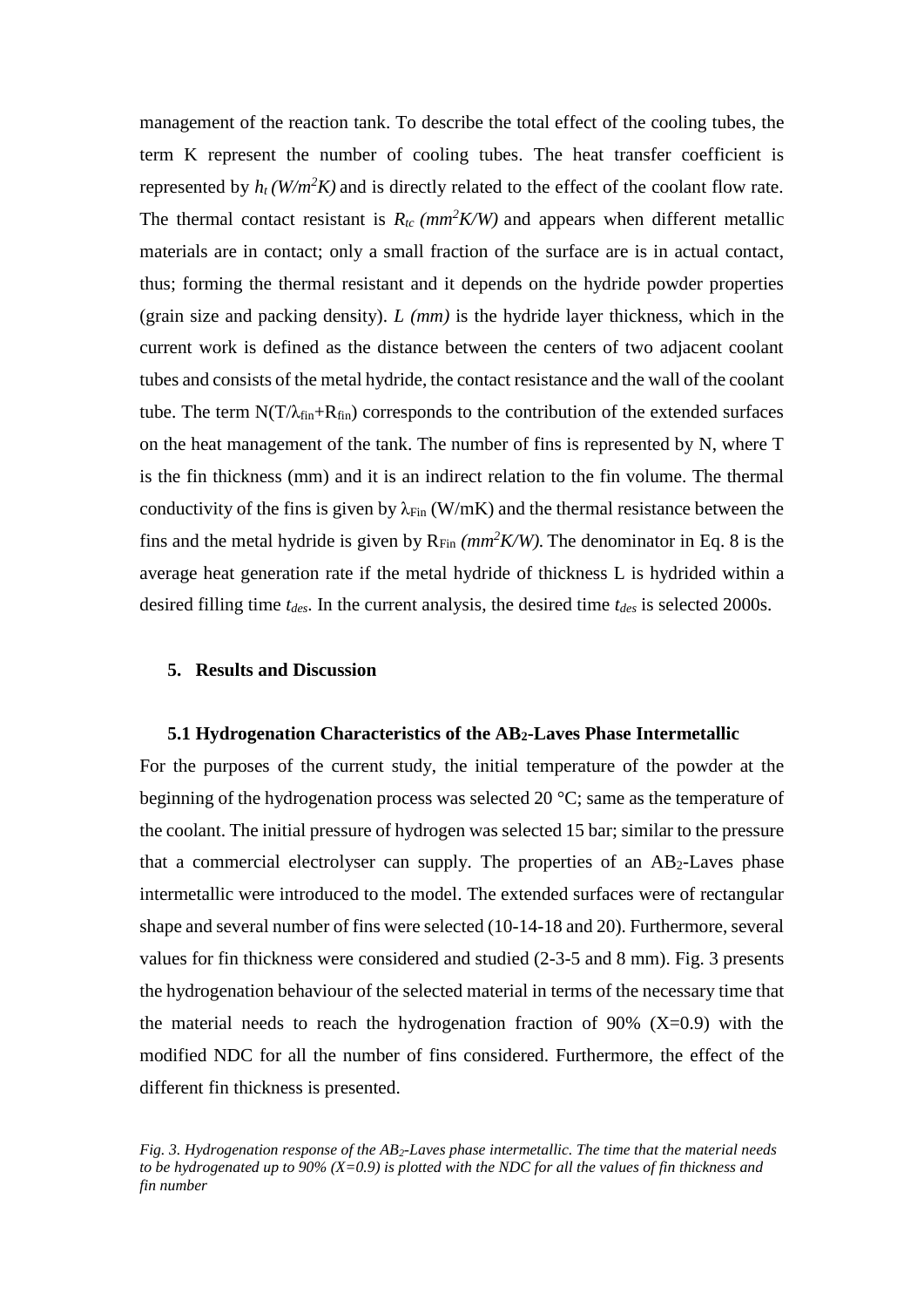management of the reaction tank. To describe the total effect of the cooling tubes, the term K represent the number of cooling tubes. The heat transfer coefficient is represented by $h_t$ *(W/m²K)* and is directly related to the effect of the coolant flow rate. The thermal contact resistant is $R_{tc}$ *(mm²K/W)* and appears when different metallic materials are in contact; only a small fraction of the surface are is in actual contact, thus; forming the thermal resistant and it depends on the hydride powder properties (grain size and packing density). *L (mm)* is the hydride layer thickness, which in the current work is defined as the distance between the centers of two adjacent coolant tubes and consists of the metal hydride, the contact resistance and the wall of the coolant tube. The term $N(T/\lambda_{fin}+R_{fin})$ corresponds to the contribution of the extended surfaces on the heat management of the tank. The number of fins is represented by N, where T is the fin thickness (mm) and it is an indirect relation to the fin volume. The thermal conductivity of the fins is given by $\lambda_{Fin}$ (W/mK) and the thermal resistance between the fins and the metal hydride is given by $R_{Fin}$ *(mm²K/W)*. The denominator in Eq. 8 is the average heat generation rate if the metal hydride of thickness L is hydrided within a desired filling time $t_{des}$. In the current analysis, the desired time $t_{des}$ is selected 2000s.

## 5. Results and Discussion

### 5.1 Hydrogenation Characteristics of the $AB_2$-Laves Phase Intermetallic

For the purposes of the current study, the initial temperature of the powder at the beginning of the hydrogenation process was selected 20 °C; same as the temperature of the coolant. The initial pressure of hydrogen was selected 15 bar; similar to the pressure that a commercial electrolyser can supply. The properties of an $AB_2$-Laves phase intermetallic were introduced to the model. The extended surfaces were of rectangular shape and several number of fins were selected (10-14-18 and 20). Furthermore, several values for fin thickness were considered and studied (2-3-5 and 8 mm). Fig. 3 presents the hydrogenation behaviour of the selected material in terms of the necessary time that the material needs to reach the hydrogenation fraction of 90% (X=0.9) with the modified NDC for all the number of fins considered. Furthermore, the effect of the different fin thickness is presented.

*Fig. 3. Hydrogenation response of the $AB_2$-Laves phase intermetallic. The time that the material needs to be hydrogenated up to 90% (X=0.9) is plotted with the NDC for all the values of fin thickness and fin number*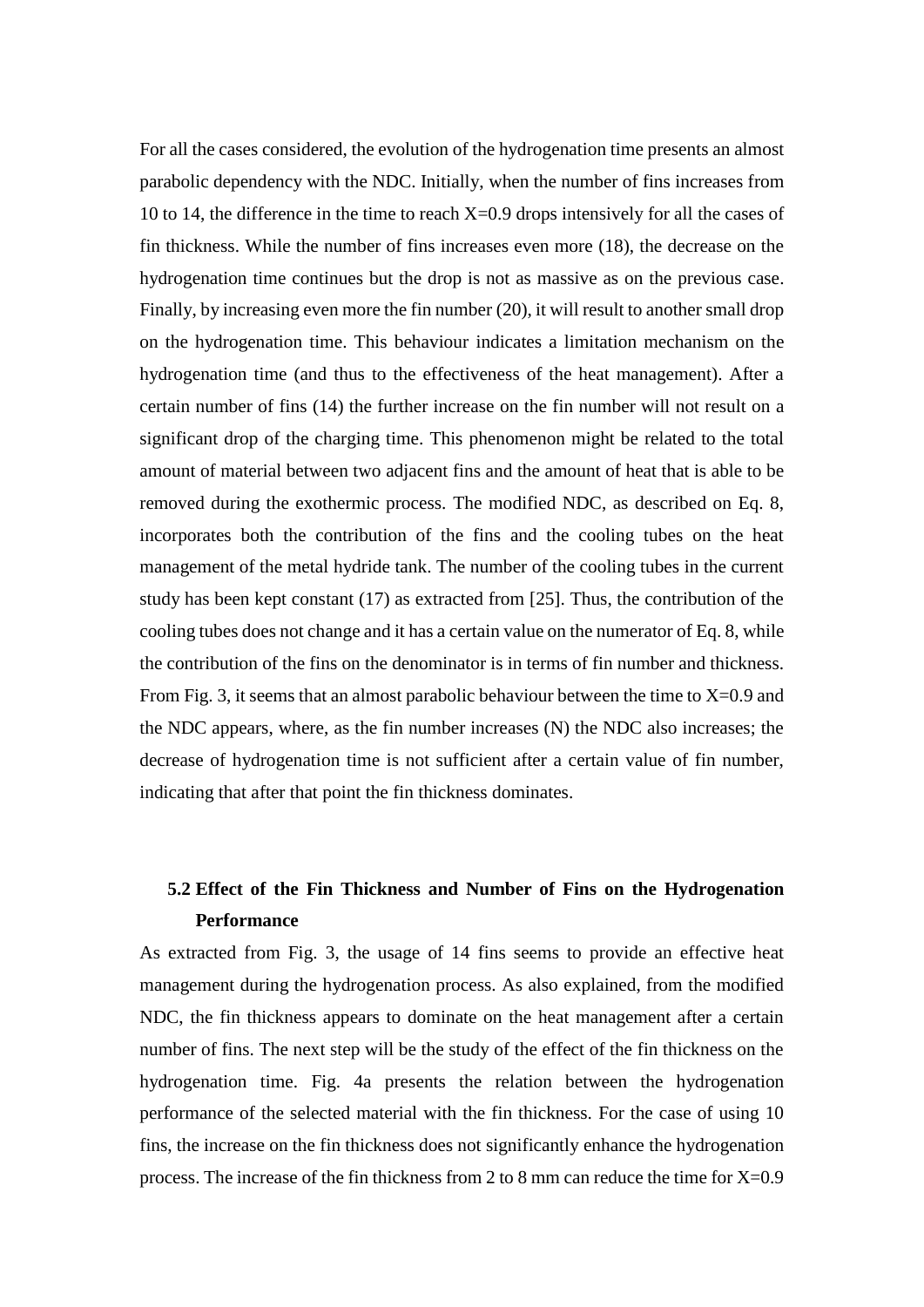For all the cases considered, the evolution of the hydrogenation time presents an almost parabolic dependency with the NDC. Initially, when the number of fins increases from 10 to 14, the difference in the time to reach X=0.9 drops intensively for all the cases of fin thickness. While the number of fins increases even more (18), the decrease on the hydrogenation time continues but the drop is not as massive as on the previous case. Finally, by increasing even more the fin number (20), it will result to another small drop on the hydrogenation time. This behaviour indicates a limitation mechanism on the hydrogenation time (and thus to the effectiveness of the heat management). After a certain number of fins (14) the further increase on the fin number will not result on a significant drop of the charging time. This phenomenon might be related to the total amount of material between two adjacent fins and the amount of heat that is able to be removed during the exothermic process. The modified NDC, as described on Eq. 8, incorporates both the contribution of the fins and the cooling tubes on the heat management of the metal hydride tank. The number of the cooling tubes in the current study has been kept constant (17) as extracted from [25]. Thus, the contribution of the cooling tubes does not change and it has a certain value on the numerator of Eq. 8, while the contribution of the fins on the denominator is in terms of fin number and thickness. From Fig. 3, it seems that an almost parabolic behaviour between the time to X=0.9 and the NDC appears, where, as the fin number increases (N) the NDC also increases; the decrease of hydrogenation time is not sufficient after a certain value of fin number, indicating that after that point the fin thickness dominates.

### 5.2 Effect of the Fin Thickness and Number of Fins on the Hydrogenation Performance

As extracted from Fig. 3, the usage of 14 fins seems to provide an effective heat management during the hydrogenation process. As also explained, from the modified NDC, the fin thickness appears to dominate on the heat management after a certain number of fins. The next step will be the study of the effect of the fin thickness on the hydrogenation time. Fig. 4a presents the relation between the hydrogenation performance of the selected material with the fin thickness. For the case of using 10 fins, the increase on the fin thickness does not significantly enhance the hydrogenation process. The increase of the fin thickness from 2 to 8 mm can reduce the time for X=0.9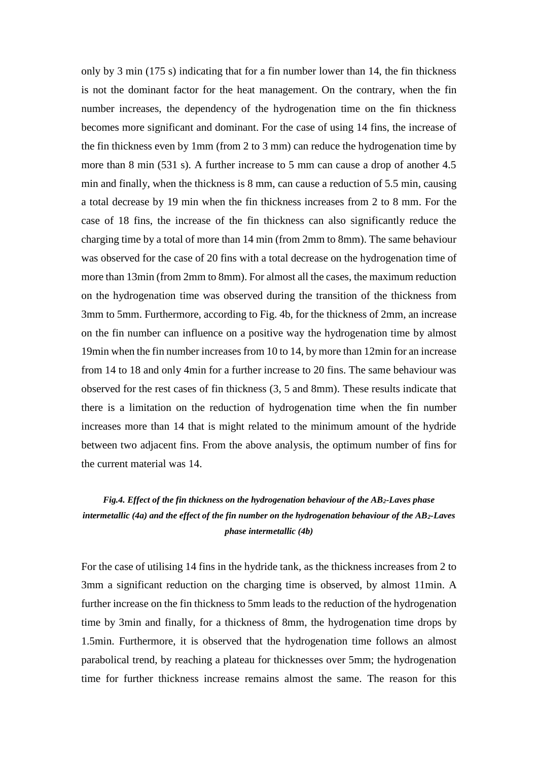only by 3 min (175 s) indicating that for a fin number lower than 14, the fin thickness is not the dominant factor for the heat management. On the contrary, when the fin number increases, the dependency of the hydrogenation time on the fin thickness becomes more significant and dominant. For the case of using 14 fins, the increase of the fin thickness even by 1mm (from 2 to 3 mm) can reduce the hydrogenation time by more than 8 min (531 s). A further increase to 5 mm can cause a drop of another 4.5 min and finally, when the thickness is 8 mm, can cause a reduction of 5.5 min, causing a total decrease by 19 min when the fin thickness increases from 2 to 8 mm. For the case of 18 fins, the increase of the fin thickness can also significantly reduce the charging time by a total of more than 14 min (from 2mm to 8mm). The same behaviour was observed for the case of 20 fins with a total decrease on the hydrogenation time of more than 13min (from 2mm to 8mm). For almost all the cases, the maximum reduction on the hydrogenation time was observed during the transition of the thickness from 3mm to 5mm. Furthermore, according to Fig. 4b, for the thickness of 2mm, an increase on the fin number can influence on a positive way the hydrogenation time by almost 19min when the fin number increases from 10 to 14, by more than 12min for an increase from 14 to 18 and only 4min for a further increase to 20 fins. The same behaviour was observed for the rest cases of fin thickness (3, 5 and 8mm). These results indicate that there is a limitation on the reduction of hydrogenation time when the fin number increases more than 14 that is might related to the minimum amount of the hydride between two adjacent fins. From the above analysis, the optimum number of fins for the current material was 14.

***Fig.4. Effect of the fin thickness on the hydrogenation behaviour of the $AB_2$-Laves phase intermetallic (4a) and the effect of the fin number on the hydrogenation behaviour of the $AB_2$-Laves phase intermetallic (4b)***

For the case of utilising 14 fins in the hydride tank, as the thickness increases from 2 to 3mm a significant reduction on the charging time is observed, by almost 11min. A further increase on the fin thickness to 5mm leads to the reduction of the hydrogenation time by 3min and finally, for a thickness of 8mm, the hydrogenation time drops by 1.5min. Furthermore, it is observed that the hydrogenation time follows an almost parabolical trend, by reaching a plateau for thicknesses over 5mm; the hydrogenation time for further thickness increase remains almost the same. The reason for this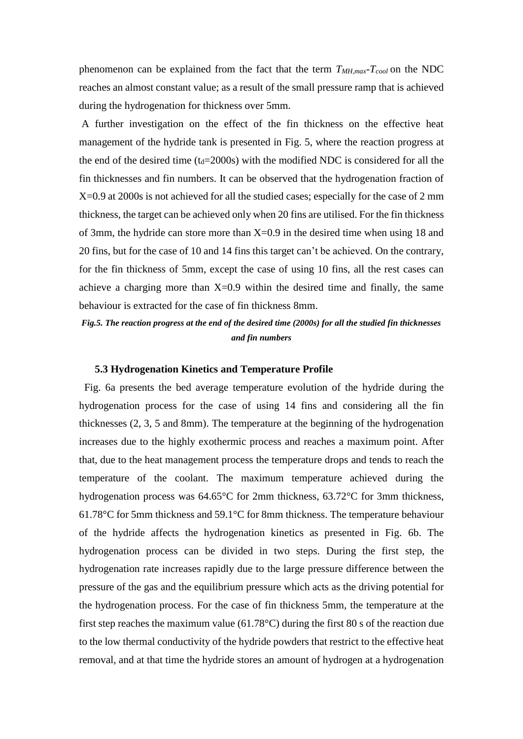phenomenon can be explained from the fact that the term $T_{MH,max}$-$T_{cool}$ on the NDC reaches an almost constant value; as a result of the small pressure ramp that is achieved during the hydrogenation for thickness over 5mm.

A further investigation on the effect of the fin thickness on the effective heat management of the hydride tank is presented in Fig. 5, where the reaction progress at the end of the desired time ($t_d$=2000s) with the modified NDC is considered for all the fin thicknesses and fin numbers. It can be observed that the hydrogenation fraction of X=0.9 at 2000s is not achieved for all the studied cases; especially for the case of 2 mm thickness, the target can be achieved only when 20 fins are utilised. For the fin thickness of 3mm, the hydride can store more than X=0.9 in the desired time when using 18 and 20 fins, but for the case of 10 and 14 fins this target can't be achieved. On the contrary, for the fin thickness of 5mm, except the case of using 10 fins, all the rest cases can achieve a charging more than X=0.9 within the desired time and finally, the same behaviour is extracted for the case of fin thickness 8mm.

***Fig.5. The reaction progress at the end of the desired time (2000s) for all the studied fin thicknesses and fin numbers***

### 5.3 Hydrogenation Kinetics and Temperature Profile

Fig. 6a presents the bed average temperature evolution of the hydride during the hydrogenation process for the case of using 14 fins and considering all the fin thicknesses (2, 3, 5 and 8mm). The temperature at the beginning of the hydrogenation increases due to the highly exothermic process and reaches a maximum point. After that, due to the heat management process the temperature drops and tends to reach the temperature of the coolant. The maximum temperature achieved during the hydrogenation process was 64.65°C for 2mm thickness, 63.72°C for 3mm thickness, 61.78°C for 5mm thickness and 59.1°C for 8mm thickness. The temperature behaviour of the hydride affects the hydrogenation kinetics as presented in Fig. 6b. The hydrogenation process can be divided in two steps. During the first step, the hydrogenation rate increases rapidly due to the large pressure difference between the pressure of the gas and the equilibrium pressure which acts as the driving potential for the hydrogenation process. For the case of fin thickness 5mm, the temperature at the first step reaches the maximum value (61.78°C) during the first 80 s of the reaction due to the low thermal conductivity of the hydride powders that restrict to the effective heat removal, and at that time the hydride stores an amount of hydrogen at a hydrogenation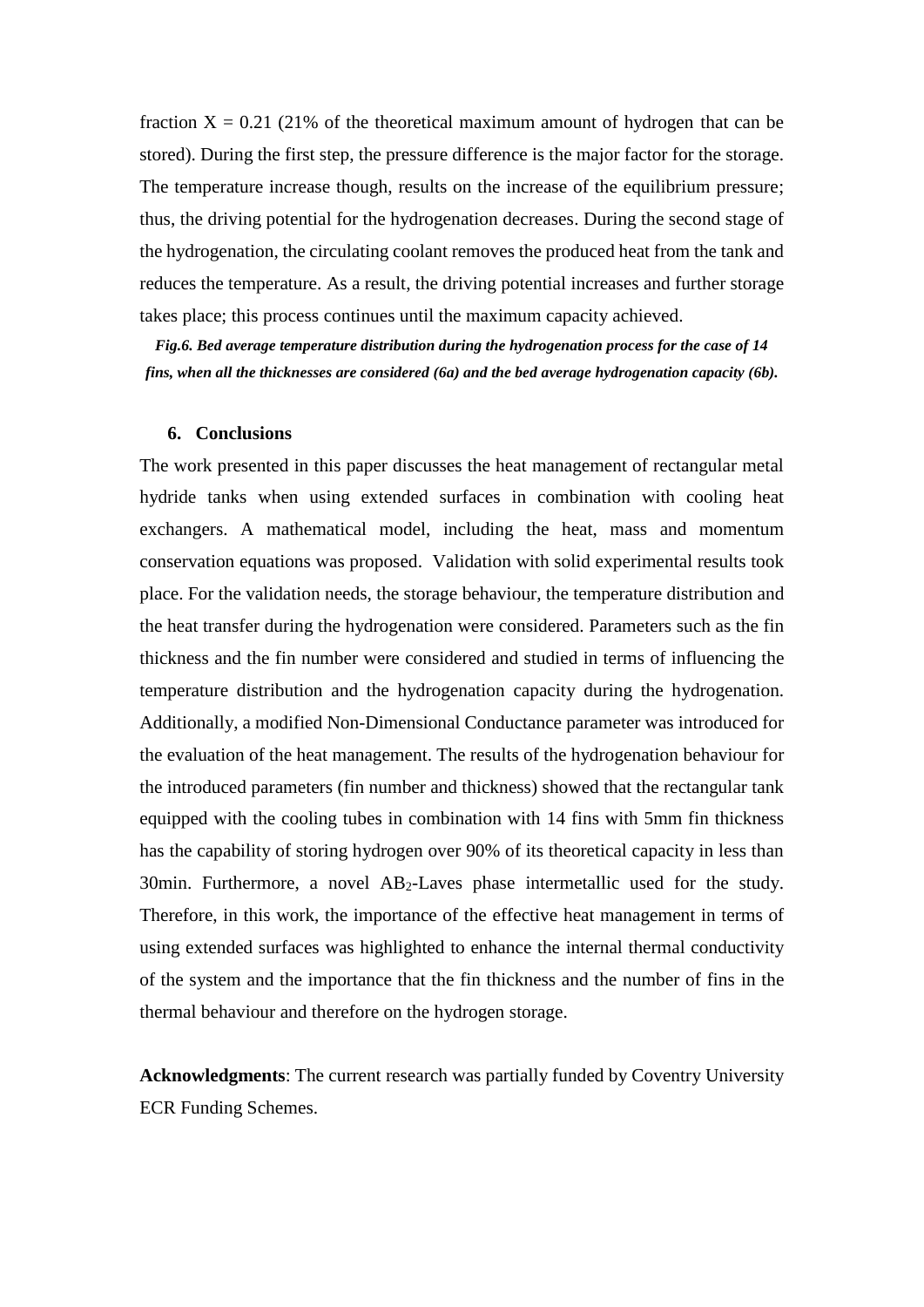fraction X = 0.21 (21% of the theoretical maximum amount of hydrogen that can be stored). During the first step, the pressure difference is the major factor for the storage. The temperature increase though, results on the increase of the equilibrium pressure; thus, the driving potential for the hydrogenation decreases. During the second stage of the hydrogenation, the circulating coolant removes the produced heat from the tank and reduces the temperature. As a result, the driving potential increases and further storage takes place; this process continues until the maximum capacity achieved.

***Fig.6. Bed average temperature distribution during the hydrogenation process for the case of 14 fins, when all the thicknesses are considered (6a) and the bed average hydrogenation capacity (6b).***

## 6. Conclusions

The work presented in this paper discusses the heat management of rectangular metal hydride tanks when using extended surfaces in combination with cooling heat exchangers. A mathematical model, including the heat, mass and momentum conservation equations was proposed. Validation with solid experimental results took place. For the validation needs, the storage behaviour, the temperature distribution and the heat transfer during the hydrogenation were considered. Parameters such as the fin thickness and the fin number were considered and studied in terms of influencing the temperature distribution and the hydrogenation capacity during the hydrogenation. Additionally, a modified Non-Dimensional Conductance parameter was introduced for the evaluation of the heat management. The results of the hydrogenation behaviour for the introduced parameters (fin number and thickness) showed that the rectangular tank equipped with the cooling tubes in combination with 14 fins with 5mm fin thickness has the capability of storing hydrogen over 90% of its theoretical capacity in less than 30min. Furthermore, a novel $AB_2$-Laves phase intermetallic used for the study. Therefore, in this work, the importance of the effective heat management in terms of using extended surfaces was highlighted to enhance the internal thermal conductivity of the system and the importance that the fin thickness and the number of fins in the thermal behaviour and therefore on the hydrogen storage.

**Acknowledgments**: The current research was partially funded by Coventry University ECR Funding Schemes.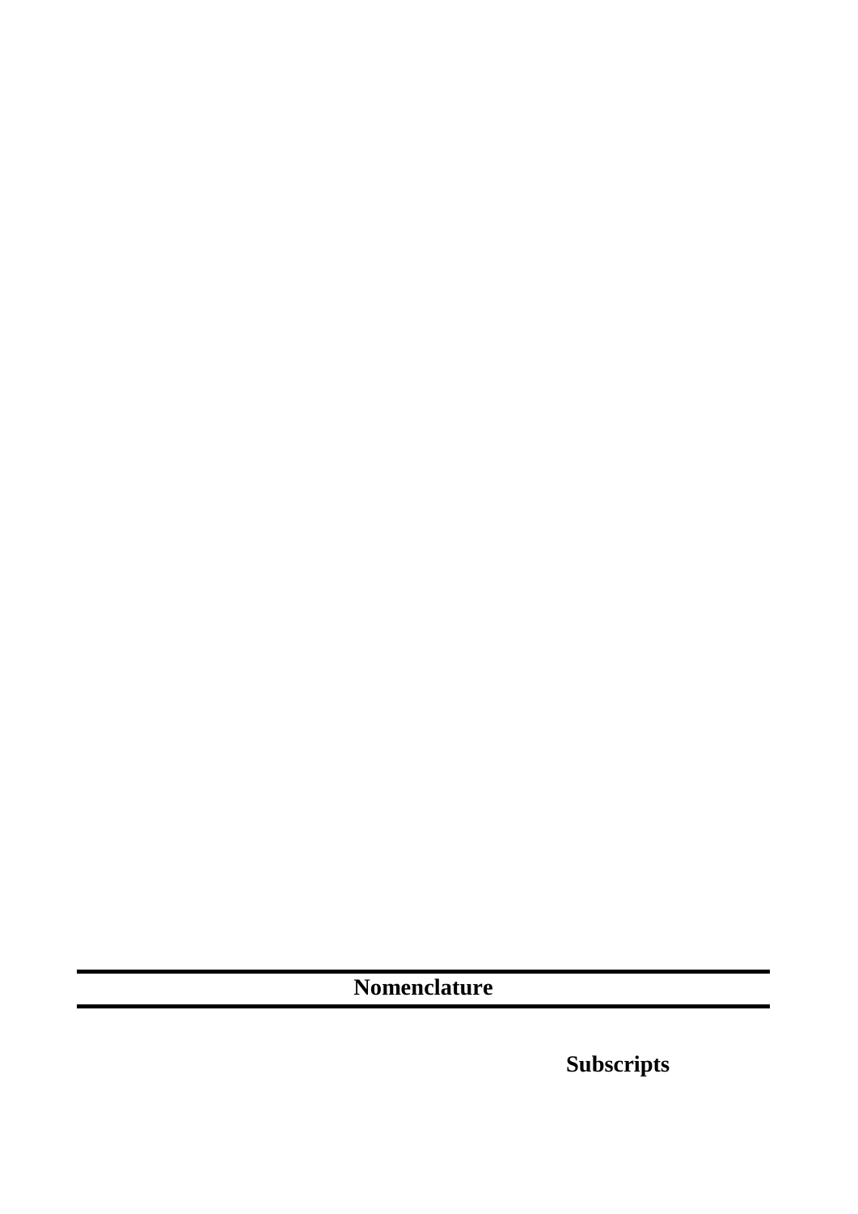## Nomenclature

**Subscripts**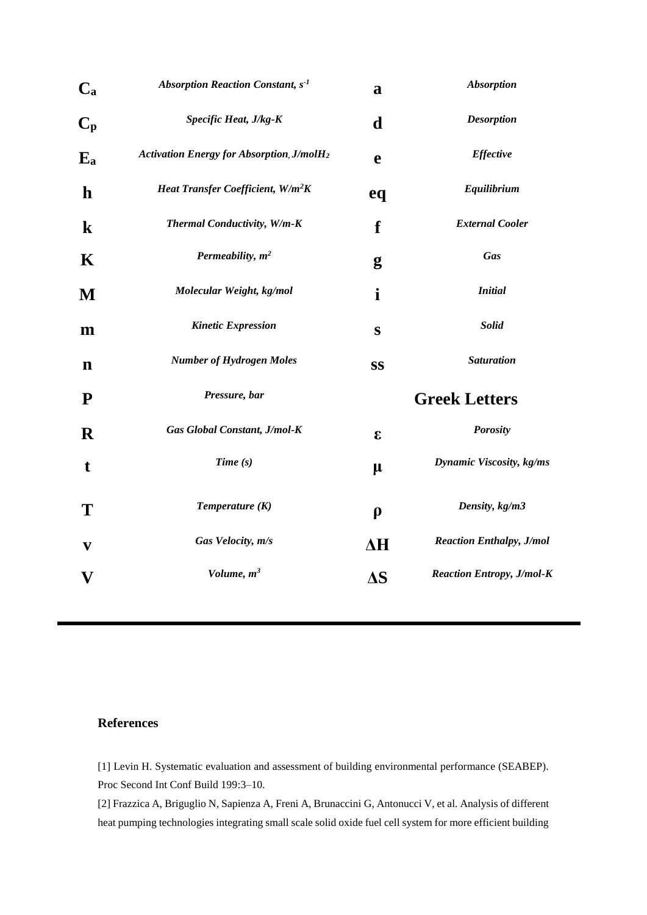| Symbol | Description | Subscript | Description |
| --- | --- | --- | --- |
| $C_a$ | *Absorption Reaction Constant, $s^{-1}$* | **a** | *Absorption* |
| $C_p$ | *Specific Heat, J/kg-K* | **d** | *Desorption* |
| $E_a$ | *Activation Energy for Absorption, J/mol$H_2$* | **e** | *Effective* |
| **h** | *Heat Transfer Coefficient, $W/m^2K$* | **eq** | *Equilibrium* |
| **k** | *Thermal Conductivity, W/m-K* | **f** | *External Cooler* |
| **K** | *Permeability, $m^2$* | **g** | *Gas* |
| **M** | *Molecular Weight, kg/mol* | **i** | *Initial* |
| **m** | *Kinetic Expression* | **s** | *Solid* |
| **n** | *Number of Hydrogen Moles* | **ss** | *Saturation* |
| **P** | *Pressure, bar* | | **Greek Letters** |
| **R** | *Gas Global Constant, J/mol-K* | $\varepsilon$ | *Porosity* |
| **t** | *Time (s)* | $\mu$ | *Dynamic Viscosity, kg/ms* |
| **T** | *Temperature (K)* | $\rho$ | *Density, kg/m3* |
| **v** | *Gas Velocity, m/s* | $\Delta H$ | *Reaction Enthalpy, J/mol* |
| **V** | *Volume, $m^3$* | $\Delta S$ | *Reaction Entropy, J/mol-K* |

## References

[1] Levin H. Systematic evaluation and assessment of building environmental performance (SEABEP). Proc Second Int Conf Build 199:3–10.

[2] Frazzica A, Briguglio N, Sapienza A, Freni A, Brunaccini G, Antonucci V, et al. Analysis of different heat pumping technologies integrating small scale solid oxide fuel cell system for more efficient building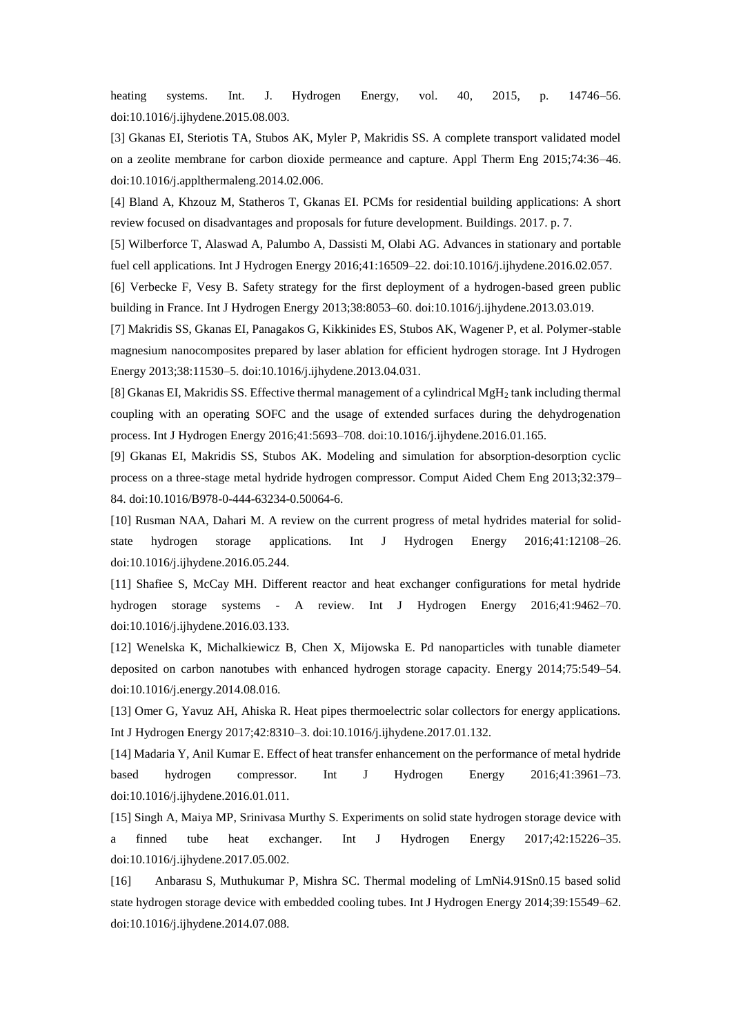heating systems. Int. J. Hydrogen Energy, vol. 40, 2015, p. 14746–56. doi:10.1016/j.ijhydene.2015.08.003.

[3] Gkanas EI, Steriotis TA, Stubos AK, Myler P, Makridis SS. A complete transport validated model on a zeolite membrane for carbon dioxide permeance and capture. Appl Therm Eng 2015;74:36–46. doi:10.1016/j.applthermaleng.2014.02.006.

[4] Bland A, Khzouz M, Statheros T, Gkanas EI. PCMs for residential building applications: A short review focused on disadvantages and proposals for future development. Buildings. 2017. p. 7.

[5] Wilberforce T, Alaswad A, Palumbo A, Dassisti M, Olabi AG. Advances in stationary and portable fuel cell applications. Int J Hydrogen Energy 2016;41:16509–22. doi:10.1016/j.ijhydene.2016.02.057.

[6] Verbecke F, Vesy B. Safety strategy for the first deployment of a hydrogen-based green public building in France. Int J Hydrogen Energy 2013;38:8053–60. doi:10.1016/j.ijhydene.2013.03.019.

[7] Makridis SS, Gkanas EI, Panagakos G, Kikkinides ES, Stubos AK, Wagener P, et al. Polymer-stable magnesium nanocomposites prepared by laser ablation for efficient hydrogen storage. Int J Hydrogen Energy 2013;38:11530–5. doi:10.1016/j.ijhydene.2013.04.031.

[8] Gkanas EI, Makridis SS. Effective thermal management of a cylindrical $MgH_2$ tank including thermal coupling with an operating SOFC and the usage of extended surfaces during the dehydrogenation process. Int J Hydrogen Energy 2016;41:5693–708. doi:10.1016/j.ijhydene.2016.01.165.

[9] Gkanas EI, Makridis SS, Stubos AK. Modeling and simulation for absorption-desorption cyclic process on a three-stage metal hydride hydrogen compressor. Comput Aided Chem Eng 2013;32:379–84. doi:10.1016/B978-0-444-63234-0.50064-6.

[10] Rusman NAA, Dahari M. A review on the current progress of metal hydrides material for solid-state hydrogen storage applications. Int J Hydrogen Energy 2016;41:12108–26. doi:10.1016/j.ijhydene.2016.05.244.

[11] Shafiee S, McCay MH. Different reactor and heat exchanger configurations for metal hydride hydrogen storage systems - A review. Int J Hydrogen Energy 2016;41:9462–70. doi:10.1016/j.ijhydene.2016.03.133.

[12] Wenelska K, Michalkiewicz B, Chen X, Mijowska E. Pd nanoparticles with tunable diameter deposited on carbon nanotubes with enhanced hydrogen storage capacity. Energy 2014;75:549–54. doi:10.1016/j.energy.2014.08.016.

[13] Omer G, Yavuz AH, Ahiska R. Heat pipes thermoelectric solar collectors for energy applications. Int J Hydrogen Energy 2017;42:8310–3. doi:10.1016/j.ijhydene.2017.01.132.

[14] Madaria Y, Anil Kumar E. Effect of heat transfer enhancement on the performance of metal hydride based hydrogen compressor. Int J Hydrogen Energy 2016;41:3961–73. doi:10.1016/j.ijhydene.2016.01.011.

[15] Singh A, Maiya MP, Srinivasa Murthy S. Experiments on solid state hydrogen storage device with a finned tube heat exchanger. Int J Hydrogen Energy 2017;42:15226–35. doi:10.1016/j.ijhydene.2017.05.002.

[16] Anbarasu S, Muthukumar P, Mishra SC. Thermal modeling of LmNi4.91Sn0.15 based solid state hydrogen storage device with embedded cooling tubes. Int J Hydrogen Energy 2014;39:15549–62. doi:10.1016/j.ijhydene.2014.07.088.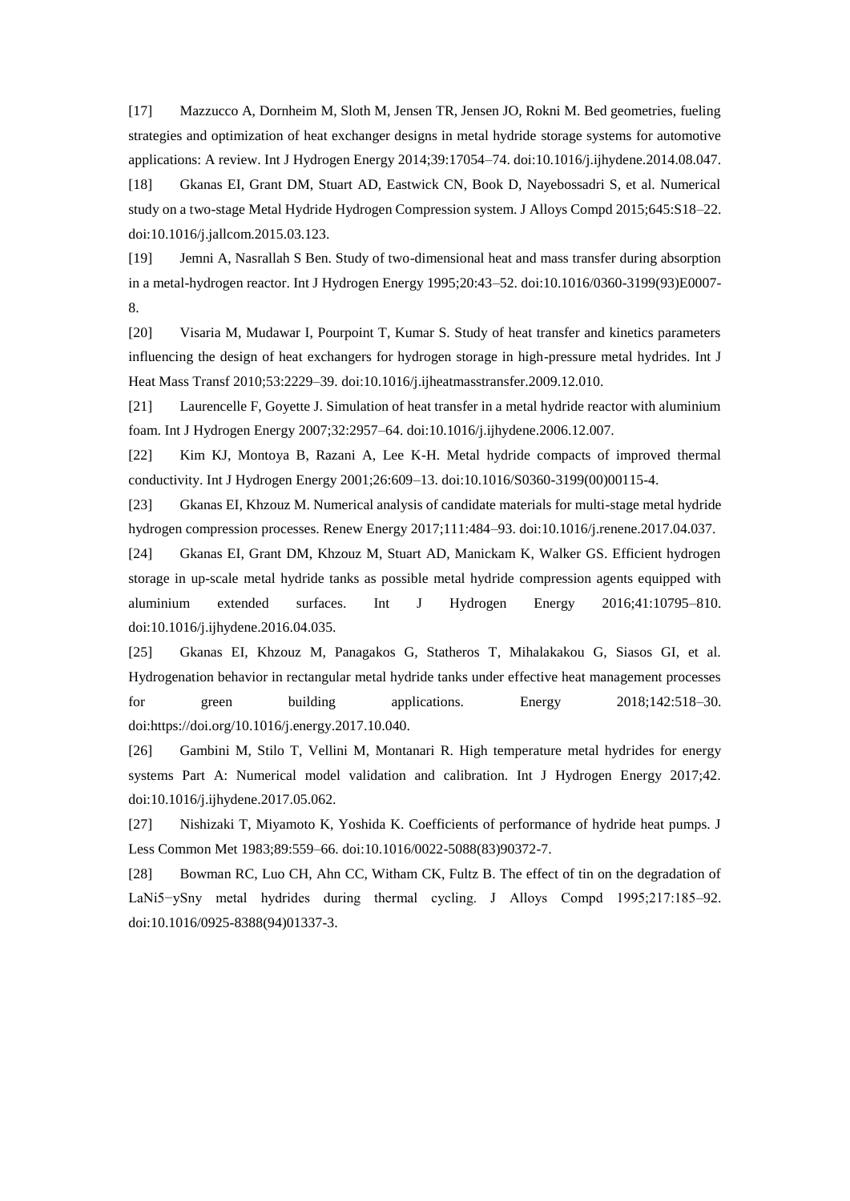[17] Mazzucco A, Dornheim M, Sloth M, Jensen TR, Jensen JO, Rokni M. Bed geometries, fueling strategies and optimization of heat exchanger designs in metal hydride storage systems for automotive applications: A review. Int J Hydrogen Energy 2014;39:17054–74. doi:10.1016/j.ijhydene.2014.08.047.

[18] Gkanas EI, Grant DM, Stuart AD, Eastwick CN, Book D, Nayebossadri S, et al. Numerical study on a two-stage Metal Hydride Hydrogen Compression system. J Alloys Compd 2015;645:S18–22. doi:10.1016/j.jallcom.2015.03.123.

[19] Jemni A, Nasrallah S Ben. Study of two-dimensional heat and mass transfer during absorption in a metal-hydrogen reactor. Int J Hydrogen Energy 1995;20:43–52. doi:10.1016/0360-3199(93)E0007-8.

[20] Visaria M, Mudawar I, Pourpoint T, Kumar S. Study of heat transfer and kinetics parameters influencing the design of heat exchangers for hydrogen storage in high-pressure metal hydrides. Int J Heat Mass Transf 2010;53:2229–39. doi:10.1016/j.ijheatmasstransfer.2009.12.010.

[21] Laurencelle F, Goyette J. Simulation of heat transfer in a metal hydride reactor with aluminium foam. Int J Hydrogen Energy 2007;32:2957–64. doi:10.1016/j.ijhydene.2006.12.007.

[22] Kim KJ, Montoya B, Razani A, Lee K-H. Metal hydride compacts of improved thermal conductivity. Int J Hydrogen Energy 2001;26:609–13. doi:10.1016/S0360-3199(00)00115-4.

[23] Gkanas EI, Khzouz M. Numerical analysis of candidate materials for multi-stage metal hydride hydrogen compression processes. Renew Energy 2017;111:484–93. doi:10.1016/j.renene.2017.04.037.

[24] Gkanas EI, Grant DM, Khzouz M, Stuart AD, Manickam K, Walker GS. Efficient hydrogen storage in up-scale metal hydride tanks as possible metal hydride compression agents equipped with aluminium extended surfaces. Int J Hydrogen Energy 2016;41:10795–810. doi:10.1016/j.ijhydene.2016.04.035.

[25] Gkanas EI, Khzouz M, Panagakos G, Statheros T, Mihalakakou G, Siasos GI, et al. Hydrogenation behavior in rectangular metal hydride tanks under effective heat management processes for green building applications. Energy 2018;142:518–30. doi:https://doi.org/10.1016/j.energy.2017.10.040.

[26] Gambini M, Stilo T, Vellini M, Montanari R. High temperature metal hydrides for energy systems Part A: Numerical model validation and calibration. Int J Hydrogen Energy 2017;42. doi:10.1016/j.ijhydene.2017.05.062.

[27] Nishizaki T, Miyamoto K, Yoshida K. Coefficients of performance of hydride heat pumps. J Less Common Met 1983;89:559–66. doi:10.1016/0022-5088(83)90372-7.

[28] Bowman RC, Luo CH, Ahn CC, Witham CK, Fultz B. The effect of tin on the degradation of $LaNi_{5-y}Sn_y$ metal hydrides during thermal cycling. J Alloys Compd 1995;217:185–92. doi:10.1016/0925-8388(94)01337-3.